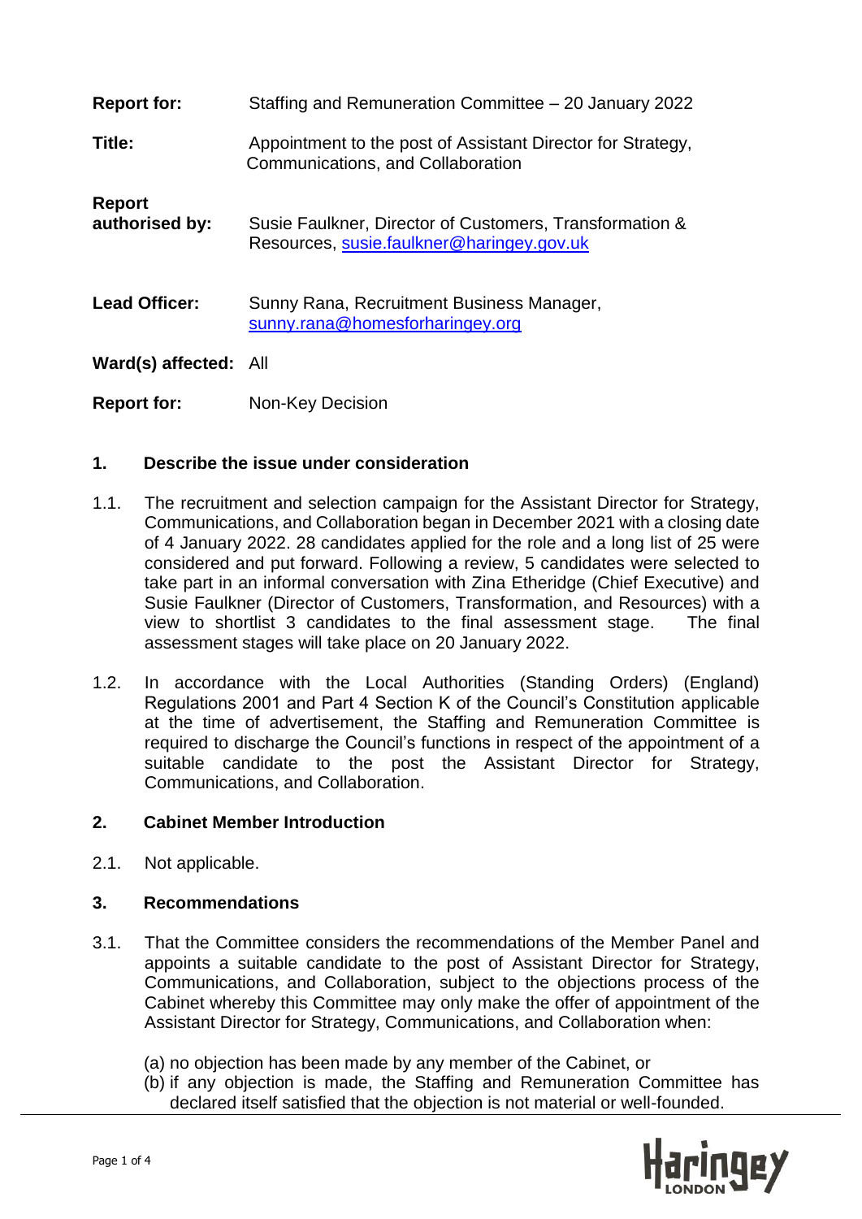| | |
|---|---|
| **Report for:** | Staffing and Remuneration Committee – 20 January 2022 |
| **Title:** | Appointment to the post of Assistant Director for Strategy, Communications, and Collaboration |
| **Report authorised by:** | Susie Faulkner, Director of Customers, Transformation & Resources, susie.faulkner@haringey.gov.uk |
| **Lead Officer:** | Sunny Rana, Recruitment Business Manager, sunny.rana@homesforharingey.org |
| **Ward(s) affected:** | All |
| **Report for:** | Non-Key Decision |

## 1. Describe the issue under consideration

1.1. The recruitment and selection campaign for the Assistant Director for Strategy, Communications, and Collaboration began in December 2021 with a closing date of 4 January 2022. 28 candidates applied for the role and a long list of 25 were considered and put forward. Following a review, 5 candidates were selected to take part in an informal conversation with Zina Etheridge (Chief Executive) and Susie Faulkner (Director of Customers, Transformation, and Resources) with a view to shortlist 3 candidates to the final assessment stage. The final assessment stages will take place on 20 January 2022.

1.2. In accordance with the Local Authorities (Standing Orders) (England) Regulations 2001 and Part 4 Section K of the Council's Constitution applicable at the time of advertisement, the Staffing and Remuneration Committee is required to discharge the Council's functions in respect of the appointment of a suitable candidate to the post the Assistant Director for Strategy, Communications, and Collaboration.

## 2. Cabinet Member Introduction

2.1. Not applicable.

## 3. Recommendations

3.1. That the Committee considers the recommendations of the Member Panel and appoints a suitable candidate to the post of Assistant Director for Strategy, Communications, and Collaboration, subject to the objections process of the Cabinet whereby this Committee may only make the offer of appointment of the Assistant Director for Strategy, Communications, and Collaboration when:

(a) no objection has been made by any member of the Cabinet, or
(b) if any objection is made, the Staffing and Remuneration Committee has declared itself satisfied that the objection is not material or well-founded.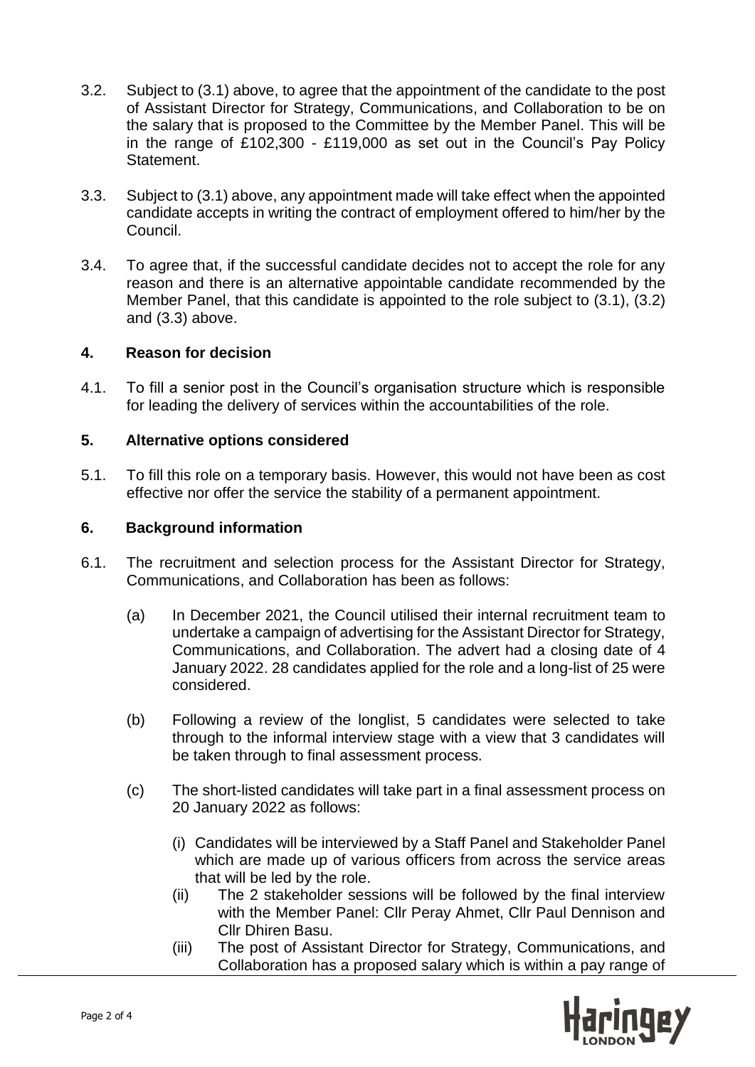3.2. Subject to (3.1) above, to agree that the appointment of the candidate to the post of Assistant Director for Strategy, Communications, and Collaboration to be on the salary that is proposed to the Committee by the Member Panel. This will be in the range of £102,300 - £119,000 as set out in the Council's Pay Policy Statement.

3.3. Subject to (3.1) above, any appointment made will take effect when the appointed candidate accepts in writing the contract of employment offered to him/her by the Council.

3.4. To agree that, if the successful candidate decides not to accept the role for any reason and there is an alternative appointable candidate recommended by the Member Panel, that this candidate is appointed to the role subject to (3.1), (3.2) and (3.3) above.

## 4. Reason for decision

4.1. To fill a senior post in the Council's organisation structure which is responsible for leading the delivery of services within the accountabilities of the role.

## 5. Alternative options considered

5.1. To fill this role on a temporary basis. However, this would not have been as cost effective nor offer the service the stability of a permanent appointment.

## 6. Background information

6.1. The recruitment and selection process for the Assistant Director for Strategy, Communications, and Collaboration has been as follows:

(a) In December 2021, the Council utilised their internal recruitment team to undertake a campaign of advertising for the Assistant Director for Strategy, Communications, and Collaboration. The advert had a closing date of 4 January 2022. 28 candidates applied for the role and a long-list of 25 were considered.

(b) Following a review of the longlist, 5 candidates were selected to take through to the informal interview stage with a view that 3 candidates will be taken through to final assessment process.

(c) The short-listed candidates will take part in a final assessment process on 20 January 2022 as follows:

(i) Candidates will be interviewed by a Staff Panel and Stakeholder Panel which are made up of various officers from across the service areas that will be led by the role.

(ii) The 2 stakeholder sessions will be followed by the final interview with the Member Panel: Cllr Peray Ahmet, Cllr Paul Dennison and Cllr Dhiren Basu.

(iii) The post of Assistant Director for Strategy, Communications, and Collaboration has a proposed salary which is within a pay range of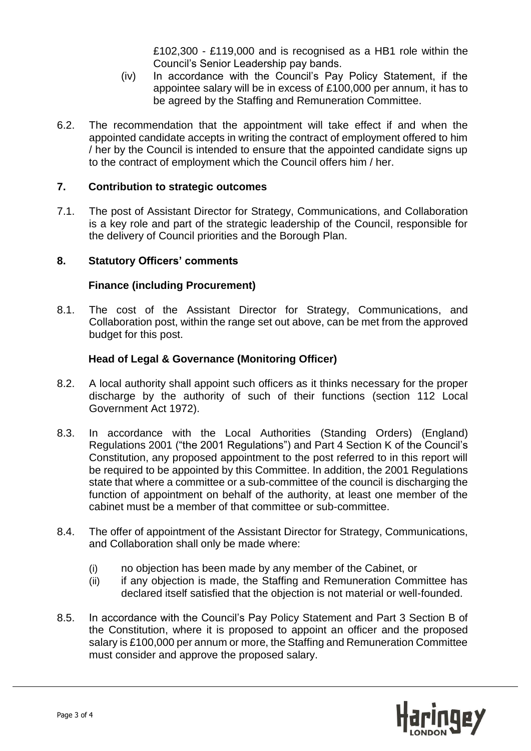£102,300 - £119,000 and is recognised as a HB1 role within the Council's Senior Leadership pay bands.

(iv) In accordance with the Council's Pay Policy Statement, if the appointee salary will be in excess of £100,000 per annum, it has to be agreed by the Staffing and Remuneration Committee.

6.2. The recommendation that the appointment will take effect if and when the appointed candidate accepts in writing the contract of employment offered to him / her by the Council is intended to ensure that the appointed candidate signs up to the contract of employment which the Council offers him / her.

## 7. Contribution to strategic outcomes

7.1. The post of Assistant Director for Strategy, Communications, and Collaboration is a key role and part of the strategic leadership of the Council, responsible for the delivery of Council priorities and the Borough Plan.

## 8. Statutory Officers' comments

### Finance (including Procurement)

8.1. The cost of the Assistant Director for Strategy, Communications, and Collaboration post, within the range set out above, can be met from the approved budget for this post.

### Head of Legal & Governance (Monitoring Officer)

8.2. A local authority shall appoint such officers as it thinks necessary for the proper discharge by the authority of such of their functions (section 112 Local Government Act 1972).

8.3. In accordance with the Local Authorities (Standing Orders) (England) Regulations 2001 ("the 2001 Regulations") and Part 4 Section K of the Council's Constitution, any proposed appointment to the post referred to in this report will be required to be appointed by this Committee. In addition, the 2001 Regulations state that where a committee or a sub-committee of the council is discharging the function of appointment on behalf of the authority, at least one member of the cabinet must be a member of that committee or sub-committee.

8.4. The offer of appointment of the Assistant Director for Strategy, Communications, and Collaboration shall only be made where:

(i) no objection has been made by any member of the Cabinet, or

(ii) if any objection is made, the Staffing and Remuneration Committee has declared itself satisfied that the objection is not material or well-founded.

8.5. In accordance with the Council's Pay Policy Statement and Part 3 Section B of the Constitution, where it is proposed to appoint an officer and the proposed salary is £100,000 per annum or more, the Staffing and Remuneration Committee must consider and approve the proposed salary.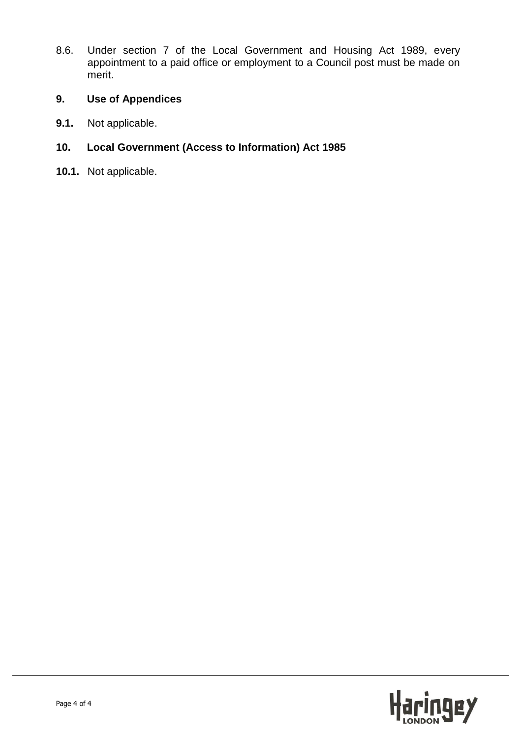8.6. Under section 7 of the Local Government and Housing Act 1989, every appointment to a paid office or employment to a Council post must be made on merit.

## 9. Use of Appendices

**9.1.** Not applicable.

## 10. Local Government (Access to Information) Act 1985

**10.1.** Not applicable.